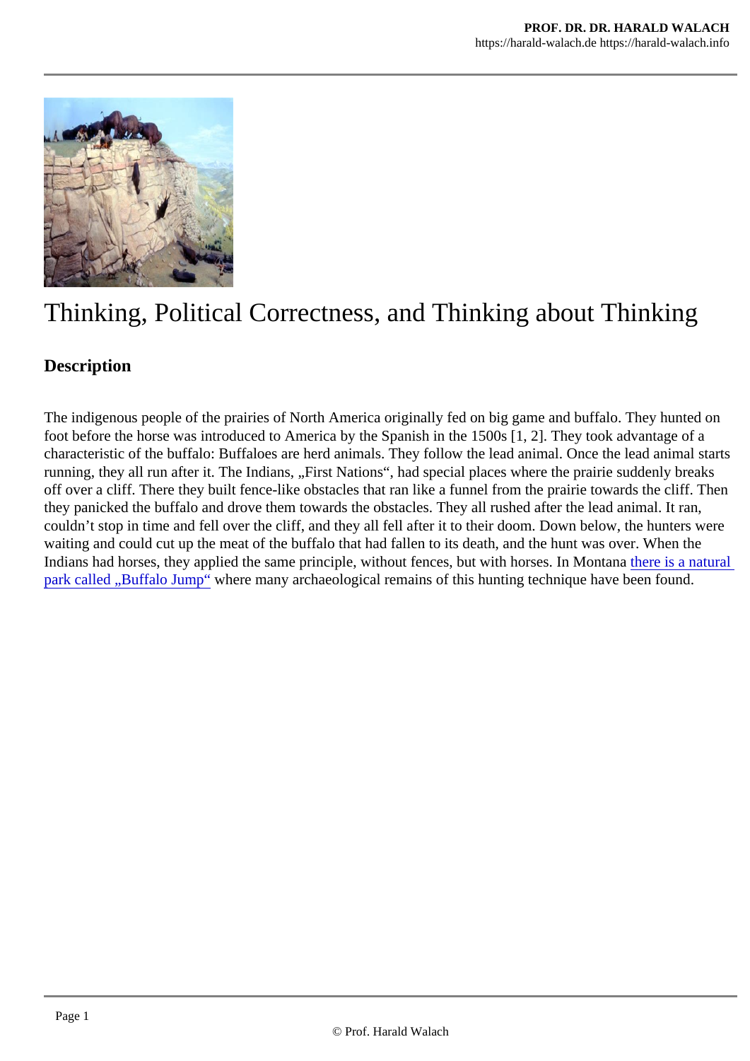# Thinking, Political Correctness, and Thinking about Thinking

## Description

The indigenous people of the prairies of North America originally fed on big game and buffalo. They hunted on foot before the horse was introduced to America by the Spanish in the 1500s [1, 2]. They took advantage of a characteristic of the buffalo: Buffaloes are herd animals. They follow the lead animal. Once the lead animal starts running, they all run after it. The Indians, „First Nations", had special places where the prairie suddenly breaks off over a cliff. There they built fence-like obstacles that ran like a funnel from the prairie towards the cliff. Then they panicked the buffalo and drove them towards the obstacles. They all rushed after the lead animal. It ran, couldn't stop in time and fell over the cliff, and they all fell after it to their doom. Down below, the hunters were waiting and could cut up the meat of the buffalo that had fallen to its death, and the hunt was over. When the Indians had horses, they applied the same principle, without fences, but with horses. In Montana there is a natural park called „Buffalo Jump" where many archaeological remains of this hunting technique have been found.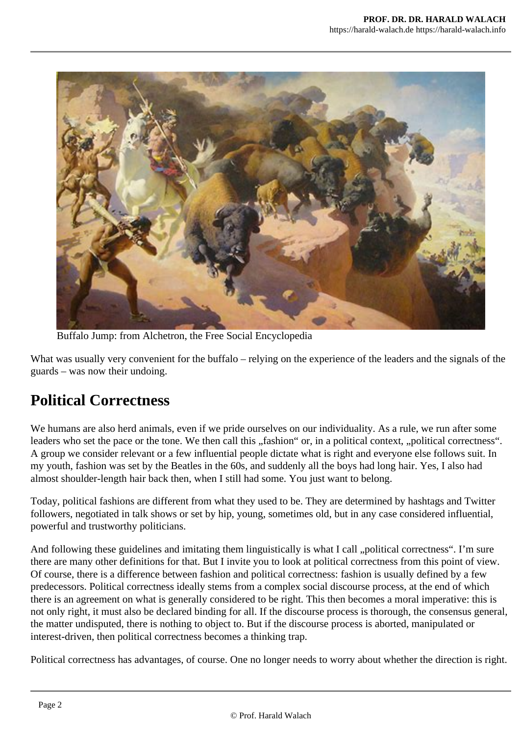Buffalo Jump: from Alchetron, the Free Social Encyclopedia

What was usually very convenient for the buffalo – relying on the experience of the leaders and the signals of the guards – was now their undoing.

## Political Correctness

We humans are also herd animals, even if we pride ourselves on our individuality. As a rule, we run after some leaders who set the pace or the tone. We then call this „fashion" or, in a political context, „political correctness". A group we consider relevant or a few influential people dictate what is right and everyone else follows suit. In my youth, fashion was set by the Beatles in the 60s, and suddenly all the boys had long hair. Yes, I also had almost shoulder-length hair back then, when I still had some. You just want to belong.

Today, political fashions are different from what they used to be. They are determined by hashtags and Twitter followers, negotiated in talk shows or set by hip, young, sometimes old, but in any case considered influential, powerful and trustworthy politicians.

And following these guidelines and imitating them linguistically is what I call „political correctness". I'm sure there are many other definitions for that. But I invite you to look at political correctness from this point of view. Of course, there is a difference between fashion and political correctness: fashion is usually defined by a few predecessors. Political correctness ideally stems from a complex social discourse process, at the end of which there is an agreement on what is generally considered to be right. This then becomes a moral imperative: this is not only right, it must also be declared binding for all. If the discourse process is thorough, the consensus general, the matter undisputed, there is nothing to object to. But if the discourse process is aborted, manipulated or interest-driven, then political correctness becomes a thinking trap.

Political correctness has advantages, of course. One no longer needs to worry about whether the direction is right.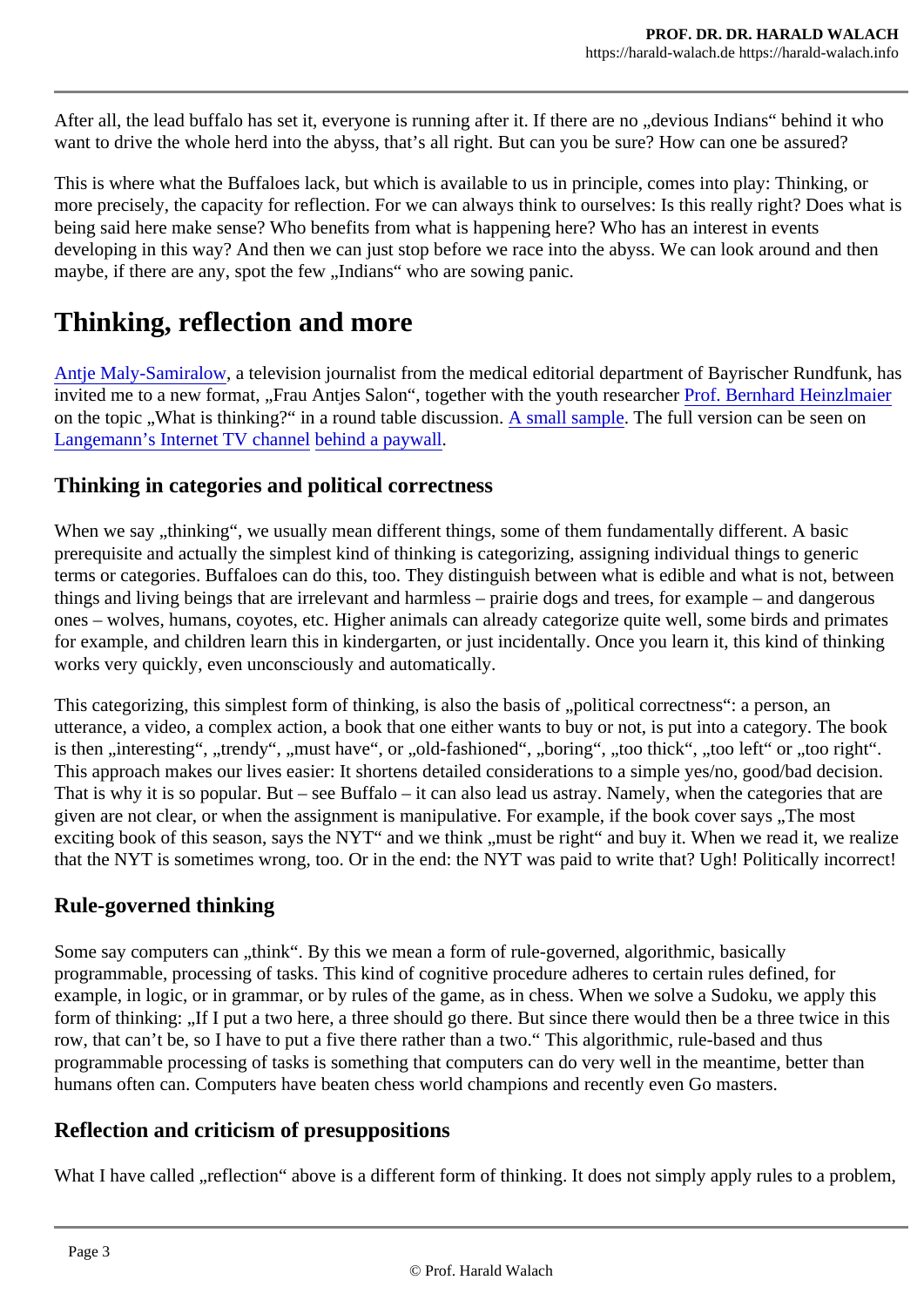After all, the lead buffalo has set it, everyone is running after it. If there are no „devious Indians" behind it who want to drive the whole herd into the abyss, that's all right. But can you be sure? How can one be assured?

This is where what the Buffaloes lack, but which is available to us in principle, comes into play: Thinking, or more precisely, the capacity for reflection. For we can always think to ourselves: Is this really right? Does what is being said here make sense? Who benefits from what is happening here? Who has an interest in events developing in this way? And then we can just stop before we race into the abyss. We can look around and then maybe, if there are any, spot the few „Indians" who are sowing panic.

# Thinking, reflection and more

Antje Maly-Samiralow, a television journalist from the medical editorial department of Bayrischer Rundfunk, has invited me to a new format, „Frau Antjes Salon", together with the youth researcher Prof. Bernhard Heinzlmaier on the topic „What is thinking?" in a round table discussion. A small sample. The full version can be seen on Langemann's Internet TV channel behind a paywall.

## Thinking in categories and political correctness

When we say „thinking", we usually mean different things, some of them fundamentally different. A basic prerequisite and actually the simplest kind of thinking is categorizing, assigning individual things to generic terms or categories. Buffaloes can do this, too. They distinguish between what is edible and what is not, between things and living beings that are irrelevant and harmless – prairie dogs and trees, for example – and dangerous ones – wolves, humans, coyotes, etc. Higher animals can already categorize quite well, some birds and primates for example, and children learn this in kindergarten, or just incidentally. Once you learn it, this kind of thinking works very quickly, even unconsciously and automatically.

This categorizing, this simplest form of thinking, is also the basis of „political correctness": a person, an utterance, a video, a complex action, a book that one either wants to buy or not, is put into a category. The book is then „interesting", „trendy", „must have", or „old-fashioned", „boring", „too thick", „too left" or „too right". This approach makes our lives easier: It shortens detailed considerations to a simple yes/no, good/bad decision. That is why it is so popular. But – see Buffalo – it can also lead us astray. Namely, when the categories that are given are not clear, or when the assignment is manipulative. For example, if the book cover says „The most exciting book of this season, says the NYT" and we think „must be right" and buy it. When we read it, we realize that the NYT is sometimes wrong, too. Or in the end: the NYT was paid to write that? Ugh! Politically incorrect!

## Rule-governed thinking

Some say computers can „think". By this we mean a form of rule-governed, algorithmic, basically programmable, processing of tasks. This kind of cognitive procedure adheres to certain rules defined, for example, in logic, or in grammar, or by rules of the game, as in chess. When we solve a Sudoku, we apply this form of thinking: „If I put a two here, a three should go there. But since there would then be a three twice in this row, that can't be, so I have to put a five there rather than a two." This algorithmic, rule-based and thus programmable processing of tasks is something that computers can do very well in the meantime, better than humans often can. Computers have beaten chess world champions and recently even Go masters.

## Reflection and criticism of presuppositions

What I have called „reflection" above is a different form of thinking. It does not simply apply rules to a problem,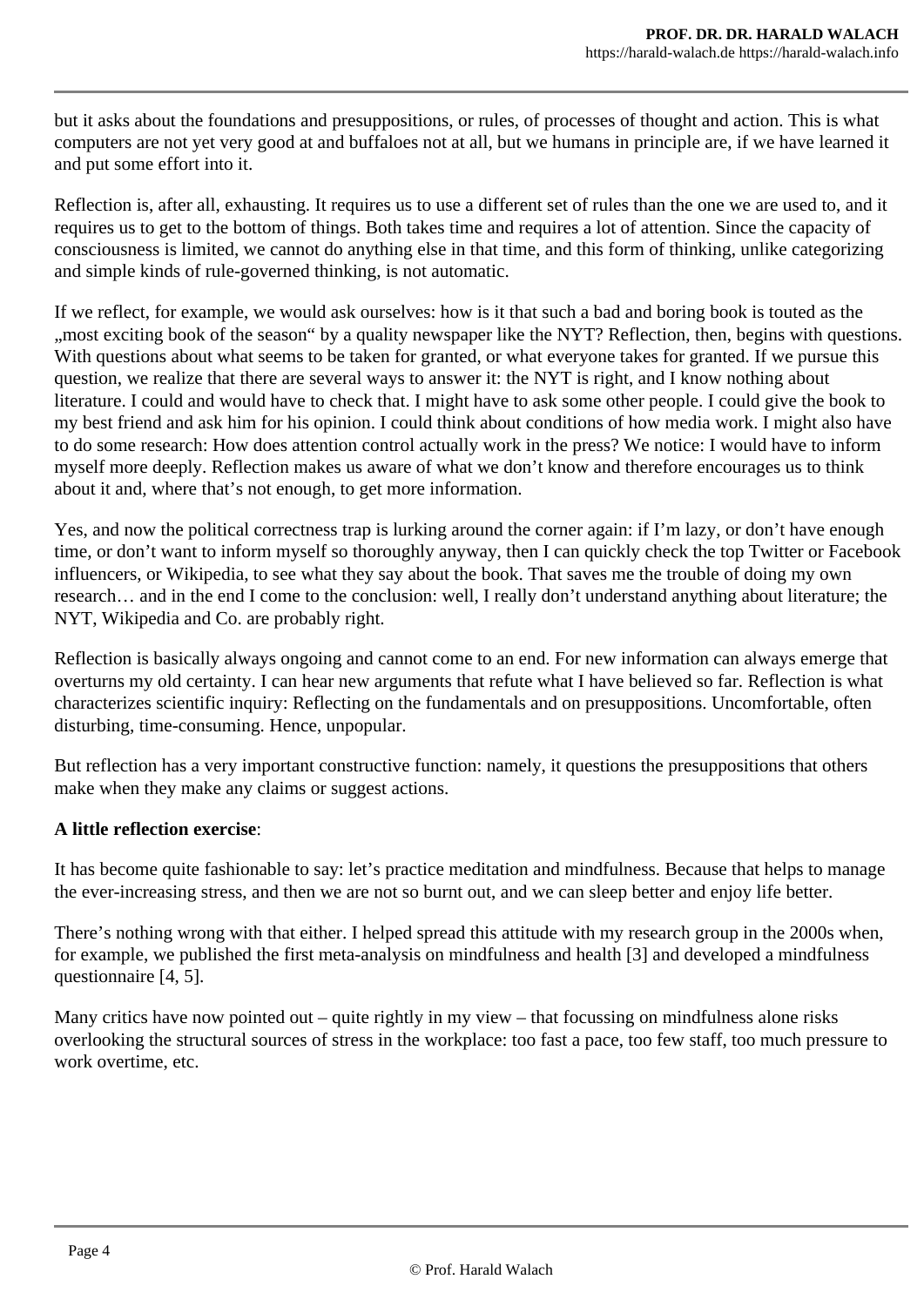but it asks about the foundations and presuppositions, or rules, of processes of thought and action. This is what computers are not yet very good at and buffaloes not at all, but we humans in principle are, if we have learned it and put some effort into it.

Reflection is, after all, exhausting. It requires us to use a different set of rules than the one we are used to, and it requires us to get to the bottom of things. Both takes time and requires a lot of attention. Since the capacity of consciousness is limited, we cannot do anything else in that time, and this form of thinking, unlike categorizing and simple kinds of rule-governed thinking, is not automatic.

If we reflect, for example, we would ask ourselves: how is it that such a bad and boring book is touted as the „most exciting book of the season“ by a quality newspaper like the NYT? Reflection, then, begins with questions. With questions about what seems to be taken for granted, or what everyone takes for granted. If we pursue this question, we realize that there are several ways to answer it: the NYT is right, and I know nothing about literature. I could and would have to check that. I might have to ask some other people. I could give the book to my best friend and ask him for his opinion. I could think about conditions of how media work. I might also have to do some research: How does attention control actually work in the press? We notice: I would have to inform myself more deeply. Reflection makes us aware of what we don't know and therefore encourages us to think about it and, where that's not enough, to get more information.

Yes, and now the political correctness trap is lurking around the corner again: if I'm lazy, or don't have enough time, or don't want to inform myself so thoroughly anyway, then I can quickly check the top Twitter or Facebook influencers, or Wikipedia, to see what they say about the book. That saves me the trouble of doing my own research… and in the end I come to the conclusion: well, I really don't understand anything about literature; the NYT, Wikipedia and Co. are probably right.

Reflection is basically always ongoing and cannot come to an end. For new information can always emerge that overturns my old certainty. I can hear new arguments that refute what I have believed so far. Reflection is what characterizes scientific inquiry: Reflecting on the fundamentals and on presuppositions. Uncomfortable, often disturbing, time-consuming. Hence, unpopular.

But reflection has a very important constructive function: namely, it questions the presuppositions that others make when they make any claims or suggest actions.

**A little reflection exercise**:

It has become quite fashionable to say: let's practice meditation and mindfulness. Because that helps to manage the ever-increasing stress, and then we are not so burnt out, and we can sleep better and enjoy life better.

There's nothing wrong with that either. I helped spread this attitude with my research group in the 2000s when, for example, we published the first meta-analysis on mindfulness and health [3] and developed a mindfulness questionnaire [4, 5].

Many critics have now pointed out – quite rightly in my view – that focussing on mindfulness alone risks overlooking the structural sources of stress in the workplace: too fast a pace, too few staff, too much pressure to work overtime, etc.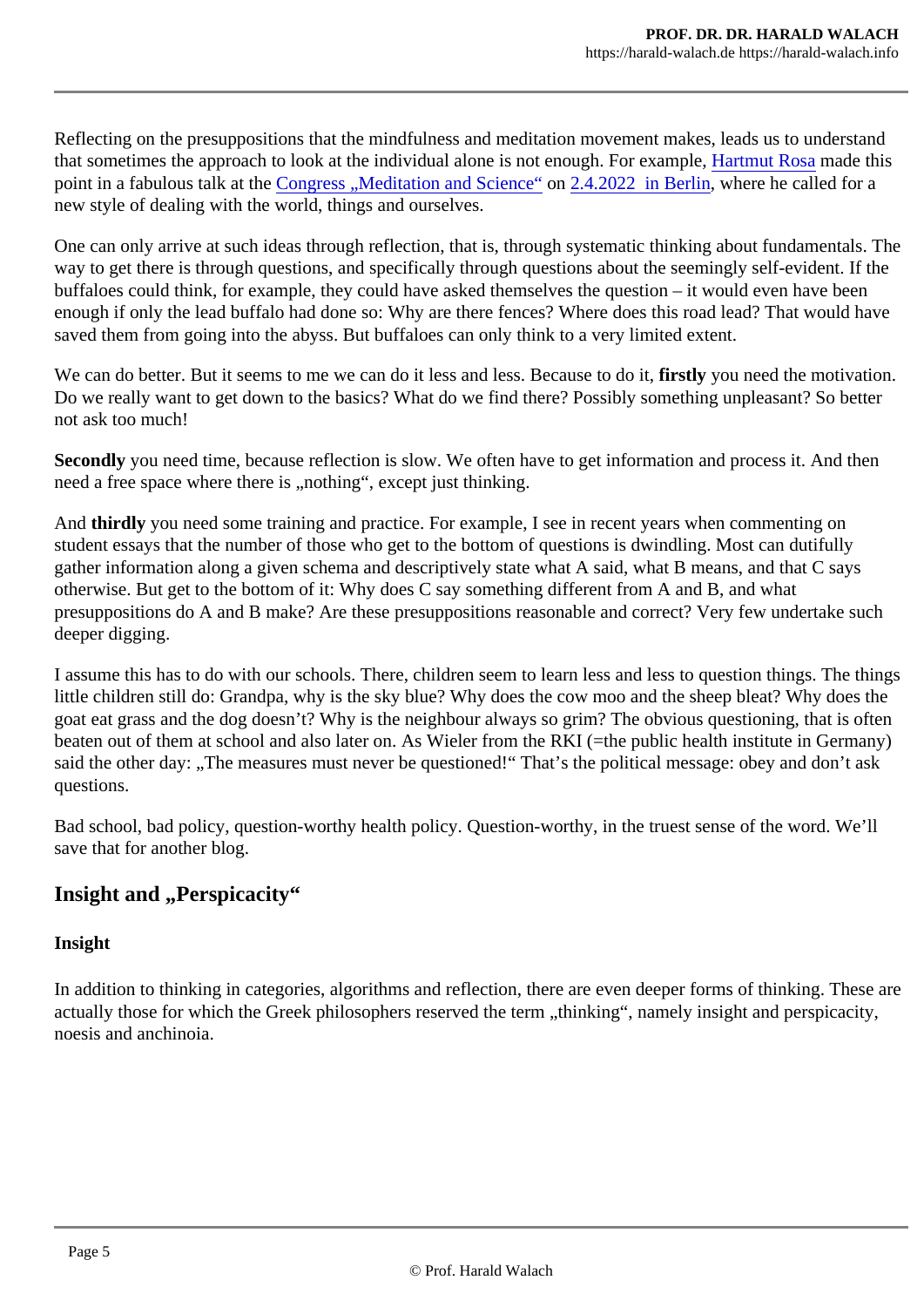Reflecting on the presuppositions that the mindfulness and meditation movement makes, leads us to understand that sometimes the approach to look at the individual alone is not enough. For example, Hartmut Rosa made this point in a fabulous talk at the Congress „Meditation and Science“ on 2.4.2022 in Berlin, where he called for a new style of dealing with the world, things and ourselves.

One can only arrive at such ideas through reflection, that is, through systematic thinking about fundamentals. The way to get there is through questions, and specifically through questions about the seemingly self-evident. If the buffaloes could think, for example, they could have asked themselves the question – it would even have been enough if only the lead buffalo had done so: Why are there fences? Where does this road lead? That would have saved them from going into the abyss. But buffaloes can only think to a very limited extent.

We can do better. But it seems to me we can do it less and less. Because to do it, **firstly** you need the motivation. Do we really want to get down to the basics? What do we find there? Possibly something unpleasant? So better not ask too much!

**Secondly** you need time, because reflection is slow. We often have to get information and process it. And then need a free space where there is „nothing“, except just thinking.

And **thirdly** you need some training and practice. For example, I see in recent years when commenting on student essays that the number of those who get to the bottom of questions is dwindling. Most can dutifully gather information along a given schema and descriptively state what A said, what B means, and that C says otherwise. But get to the bottom of it: Why does C say something different from A and B, and what presuppositions do A and B make? Are these presuppositions reasonable and correct? Very few undertake such deeper digging.

I assume this has to do with our schools. There, children seem to learn less and less to question things. The things little children still do: Grandpa, why is the sky blue? Why does the cow moo and the sheep bleat? Why does the goat eat grass and the dog doesn't? Why is the neighbour always so grim? The obvious questioning, that is often beaten out of them at school and also later on. As Wieler from the RKI (=the public health institute in Germany) said the other day: „The measures must never be questioned!“ That's the political message: obey and don't ask questions.

Bad school, bad policy, question-worthy health policy. Question-worthy, in the truest sense of the word. We'll save that for another blog.

## Insight and „Perspicacity“

### Insight

In addition to thinking in categories, algorithms and reflection, there are even deeper forms of thinking. These are actually those for which the Greek philosophers reserved the term „thinking“, namely insight and perspicacity, noesis and anchinoia.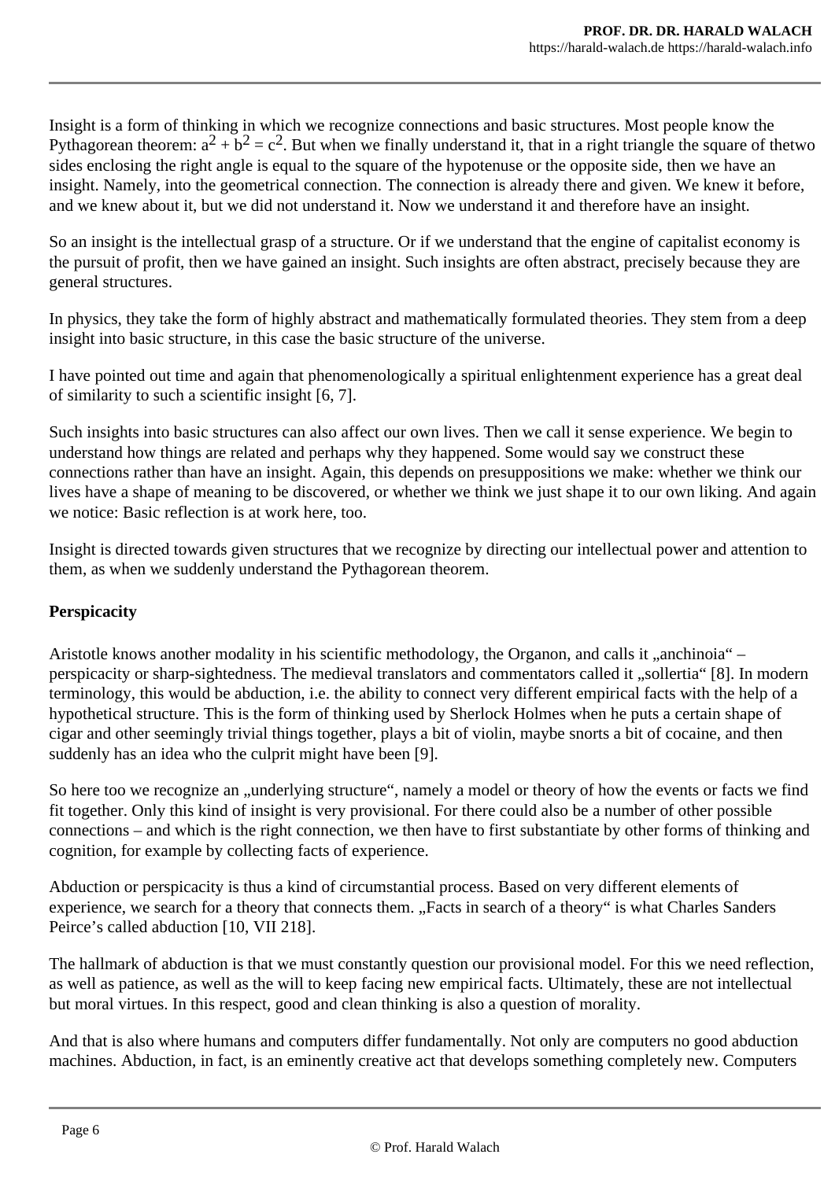Insight is a form of thinking in which we recognize connections and basic structures. Most people know the Pythagorean theorem: $a^2 + b^2 = c^2$. But when we finally understand it, that in a right triangle the square of thetwo sides enclosing the right angle is equal to the square of the hypotenuse or the opposite side, then we have an insight. Namely, into the geometrical connection. The connection is already there and given. We knew it before, and we knew about it, but we did not understand it. Now we understand it and therefore have an insight.

So an insight is the intellectual grasp of a structure. Or if we understand that the engine of capitalist economy is the pursuit of profit, then we have gained an insight. Such insights are often abstract, precisely because they are general structures.

In physics, they take the form of highly abstract and mathematically formulated theories. They stem from a deep insight into basic structure, in this case the basic structure of the universe.

I have pointed out time and again that phenomenologically a spiritual enlightenment experience has a great deal of similarity to such a scientific insight [6, 7].

Such insights into basic structures can also affect our own lives. Then we call it sense experience. We begin to understand how things are related and perhaps why they happened. Some would say we construct these connections rather than have an insight. Again, this depends on presuppositions we make: whether we think our lives have a shape of meaning to be discovered, or whether we think we just shape it to our own liking. And again we notice: Basic reflection is at work here, too.

Insight is directed towards given structures that we recognize by directing our intellectual power and attention to them, as when we suddenly understand the Pythagorean theorem.

**Perspicacity**

Aristotle knows another modality in his scientific methodology, the Organon, and calls it „anchinoia" – perspicacity or sharp-sightedness. The medieval translators and commentators called it „sollertia" [8]. In modern terminology, this would be abduction, i.e. the ability to connect very different empirical facts with the help of a hypothetical structure. This is the form of thinking used by Sherlock Holmes when he puts a certain shape of cigar and other seemingly trivial things together, plays a bit of violin, maybe snorts a bit of cocaine, and then suddenly has an idea who the culprit might have been [9].

So here too we recognize an „underlying structure", namely a model or theory of how the events or facts we find fit together. Only this kind of insight is very provisional. For there could also be a number of other possible connections – and which is the right connection, we then have to first substantiate by other forms of thinking and cognition, for example by collecting facts of experience.

Abduction or perspicacity is thus a kind of circumstantial process. Based on very different elements of experience, we search for a theory that connects them. „Facts in search of a theory" is what Charles Sanders Peirce's called abduction [10, VII 218].

The hallmark of abduction is that we must constantly question our provisional model. For this we need reflection, as well as patience, as well as the will to keep facing new empirical facts. Ultimately, these are not intellectual but moral virtues. In this respect, good and clean thinking is also a question of morality.

And that is also where humans and computers differ fundamentally. Not only are computers no good abduction machines. Abduction, in fact, is an eminently creative act that develops something completely new. Computers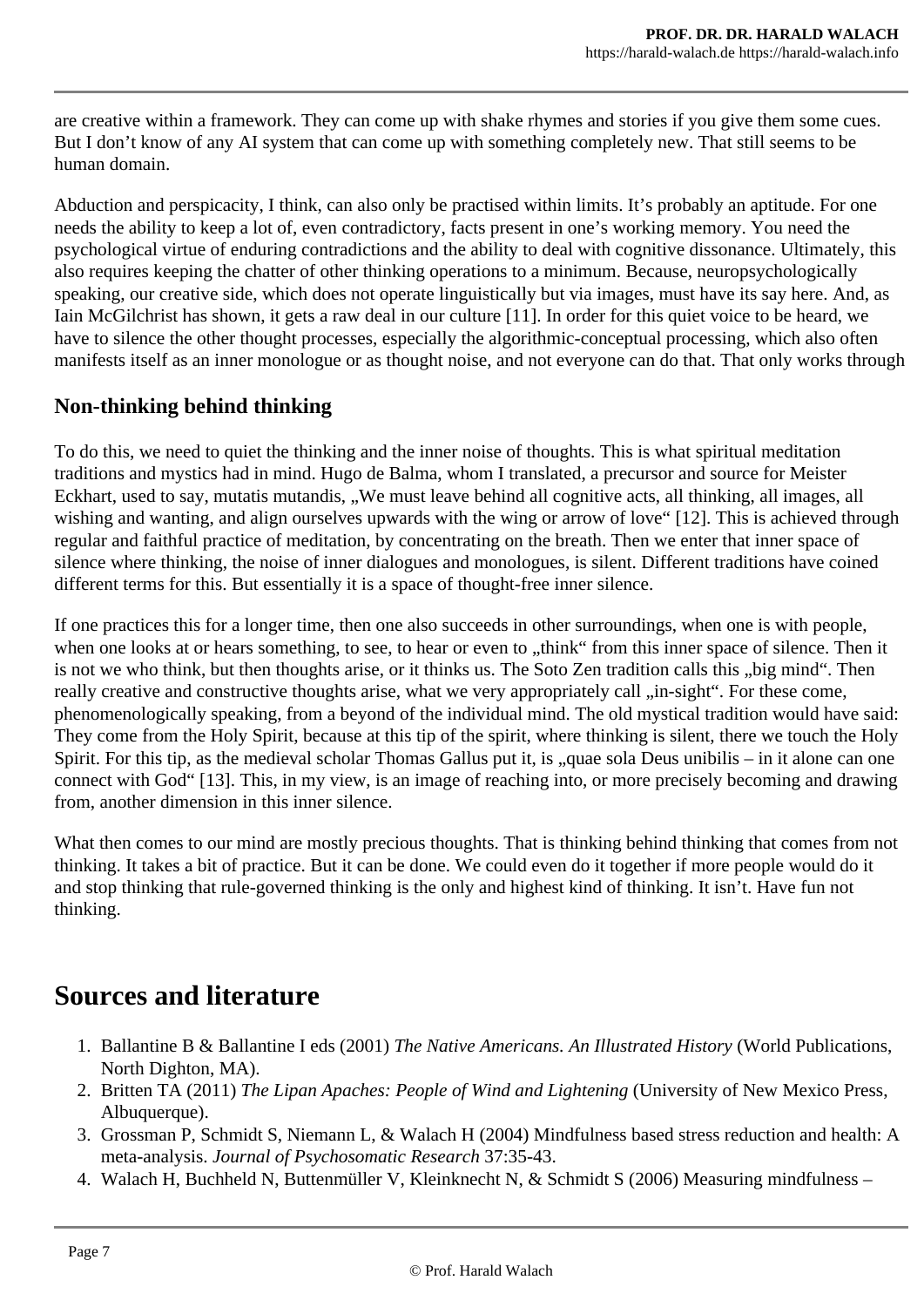are creative within a framework. They can come up with shake rhymes and stories if you give them some cues. But I don't know of any AI system that can come up with something completely new. That still seems to be human domain.

Abduction and perspicacity, I think, can also only be practised within limits. It's probably an aptitude. For one needs the ability to keep a lot of, even contradictory, facts present in one's working memory. You need the psychological virtue of enduring contradictions and the ability to deal with cognitive dissonance. Ultimately, this also requires keeping the chatter of other thinking operations to a minimum. Because, neuropsychologically speaking, our creative side, which does not operate linguistically but via images, must have its say here. And, as Iain McGilchrist has shown, it gets a raw deal in our culture [11]. In order for this quiet voice to be heard, we have to silence the other thought processes, especially the algorithmic-conceptual processing, which also often manifests itself as an inner monologue or as thought noise, and not everyone can do that. That only works through

## Non-thinking behind thinking

To do this, we need to quiet the thinking and the inner noise of thoughts. This is what spiritual meditation traditions and mystics had in mind. Hugo de Balma, whom I translated, a precursor and source for Meister Eckhart, used to say, mutatis mutandis, „We must leave behind all cognitive acts, all thinking, all images, all wishing and wanting, and align ourselves upwards with the wing or arrow of love" [12]. This is achieved through regular and faithful practice of meditation, by concentrating on the breath. Then we enter that inner space of silence where thinking, the noise of inner dialogues and monologues, is silent. Different traditions have coined different terms for this. But essentially it is a space of thought-free inner silence.

If one practices this for a longer time, then one also succeeds in other surroundings, when one is with people, when one looks at or hears something, to see, to hear or even to „think" from this inner space of silence. Then it is not we who think, but then thoughts arise, or it thinks us. The Soto Zen tradition calls this „big mind". Then really creative and constructive thoughts arise, what we very appropriately call „in-sight". For these come, phenomenologically speaking, from a beyond of the individual mind. The old mystical tradition would have said: They come from the Holy Spirit, because at this tip of the spirit, where thinking is silent, there we touch the Holy Spirit. For this tip, as the medieval scholar Thomas Gallus put it, is „quae sola Deus unibilis – in it alone can one connect with God" [13]. This, in my view, is an image of reaching into, or more precisely becoming and drawing from, another dimension in this inner silence.

What then comes to our mind are mostly precious thoughts. That is thinking behind thinking that comes from not thinking. It takes a bit of practice. But it can be done. We could even do it together if more people would do it and stop thinking that rule-governed thinking is the only and highest kind of thinking. It isn't. Have fun not thinking.

# Sources and literature

1. Ballantine B & Ballantine I eds (2001) *The Native Americans. An Illustrated History* (World Publications, North Dighton, MA).
2. Britten TA (2011) *The Lipan Apaches: People of Wind and Lightening* (University of New Mexico Press, Albuquerque).
3. Grossman P, Schmidt S, Niemann L, & Walach H (2004) Mindfulness based stress reduction and health: A meta-analysis. *Journal of Psychosomatic Research* 37:35-43.
4. Walach H, Buchheld N, Buttenmüller V, Kleinknecht N, & Schmidt S (2006) Measuring mindfulness –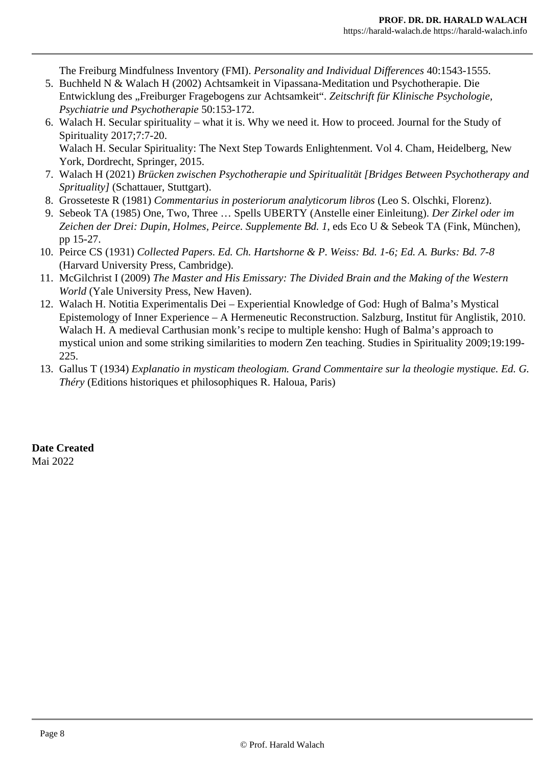The Freiburg Mindfulness Inventory (FMI). *Personality and Individual Differences* 40:1543-1555.

5. Buchheld N & Walach H (2002) Achtsamkeit in Vipassana-Meditation und Psychotherapie. Die Entwicklung des „Freiburger Fragebogens zur Achtsamkeit". *Zeitschrift für Klinische Psychologie, Psychiatrie und Psychotherapie* 50:153-172.
6. Walach H. Secular spirituality – what it is. Why we need it. How to proceed. Journal for the Study of Spirituality 2017;7:7-20.
   Walach H. Secular Spirituality: The Next Step Towards Enlightenment. Vol 4. Cham, Heidelberg, New York, Dordrecht, Springer, 2015.
7. Walach H (2021) *Brücken zwischen Psychotherapie und Spiritualität [Bridges Between Psychotherapy and Sprituality]* (Schattauer, Stuttgart).
8. Grosseteste R (1981) *Commentarius in posteriorum analyticorum libros* (Leo S. Olschki, Florenz).
9. Sebeok TA (1985) One, Two, Three … Spells UBERTY (Anstelle einer Einleitung). *Der Zirkel oder im Zeichen der Drei: Dupin, Holmes, Peirce. Supplemente Bd. 1*, eds Eco U & Sebeok TA (Fink, München), pp 15-27.
10. Peirce CS (1931) *Collected Papers. Ed. Ch. Hartshorne & P. Weiss: Bd. 1-6; Ed. A. Burks: Bd. 7-8* (Harvard University Press, Cambridge).
11. McGilchrist I (2009) *The Master and His Emissary: The Divided Brain and the Making of the Western World* (Yale University Press, New Haven).
12. Walach H. Notitia Experimentalis Dei – Experiential Knowledge of God: Hugh of Balma's Mystical Epistemology of Inner Experience – A Hermeneutic Reconstruction. Salzburg, Institut für Anglistik, 2010.
    Walach H. A medieval Carthusian monk's recipe to multiple kensho: Hugh of Balma's approach to mystical union and some striking similarities to modern Zen teaching. Studies in Spirituality 2009;19:199-225.
13. Gallus T (1934) *Explanatio in mysticam theologiam. Grand Commentaire sur la theologie mystique. Ed. G. Théry* (Editions historiques et philosophiques R. Haloua, Paris)

**Date Created**
Mai 2022